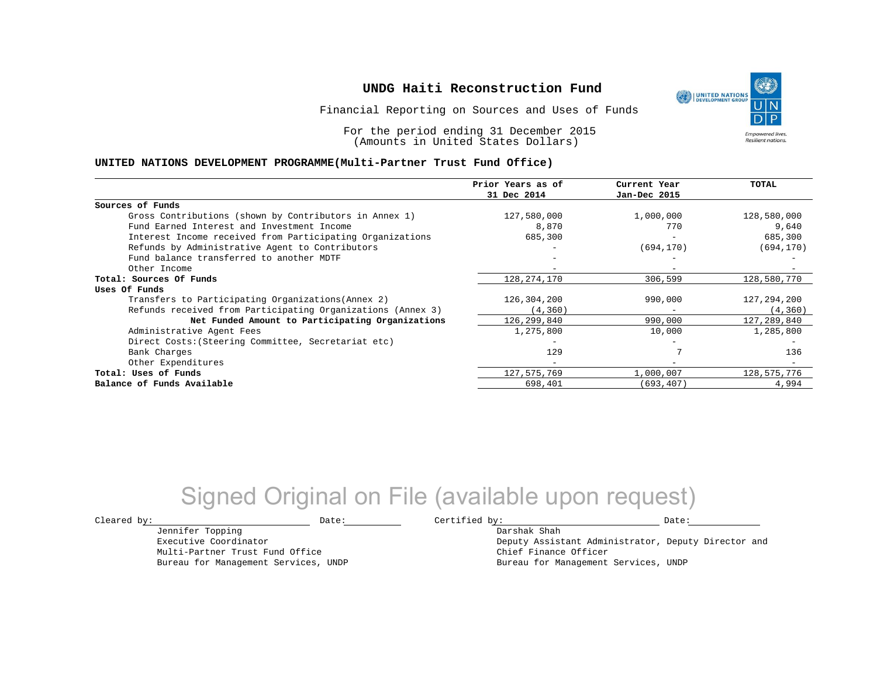# UNDG Haiti Reconstruction Fund

Financial Reporting on Sources and Uses of Funds

For the period ending 31 December 2015
(Amounts in United States Dollars)

## UNITED NATIONS DEVELOPMENT PROGRAMME(Multi-Partner Trust Fund Office)

| | Prior Years as of 31 Dec 2014 | Current Year Jan-Dec 2015 | TOTAL |
|---|---|---|---|
| **Sources of Funds** | | | |
| Gross Contributions (shown by Contributors in Annex 1) | 127,580,000 | 1,000,000 | 128,580,000 |
| Fund Earned Interest and Investment Income | 8,870 | 770 | 9,640 |
| Interest Income received from Participating Organizations | 685,300 | - | 685,300 |
| Refunds by Administrative Agent to Contributors | - | (694,170) | (694,170) |
| Fund balance transferred to another MDTF | - | - | - |
| Other Income | - | - | - |
| **Total: Sources Of Funds** | 128,274,170 | 306,599 | 128,580,770 |
| **Uses Of Funds** | | | |
| Transfers to Participating Organizations(Annex 2) | 126,304,200 | 990,000 | 127,294,200 |
| Refunds received from Participating Organizations (Annex 3) | (4,360) | - | (4,360) |
| **Net Funded Amount to Participating Organizations** | 126,299,840 | 990,000 | 127,289,840 |
| Administrative Agent Fees | 1,275,800 | 10,000 | 1,285,800 |
| Direct Costs:(Steering Committee, Secretariat etc) | - | - | - |
| Bank Charges | 129 | 7 | 136 |
| Other Expenditures | - | - | - |
| **Total: Uses of Funds** | 127,575,769 | 1,000,007 | 128,575,776 |
| **Balance of Funds Available** | 698,401 | (693,407) | 4,994 |

Signed Original on File (available upon request)

Cleared by: ____________________ Date: __________

Jennifer Topping
Executive Coordinator
Multi-Partner Trust Fund Office
Bureau for Management Services, UNDP

Certified by: ____________________ Date: __________

Darshak Shah
Deputy Assistant Administrator, Deputy Director and
Chief Finance Officer
Bureau for Management Services, UNDP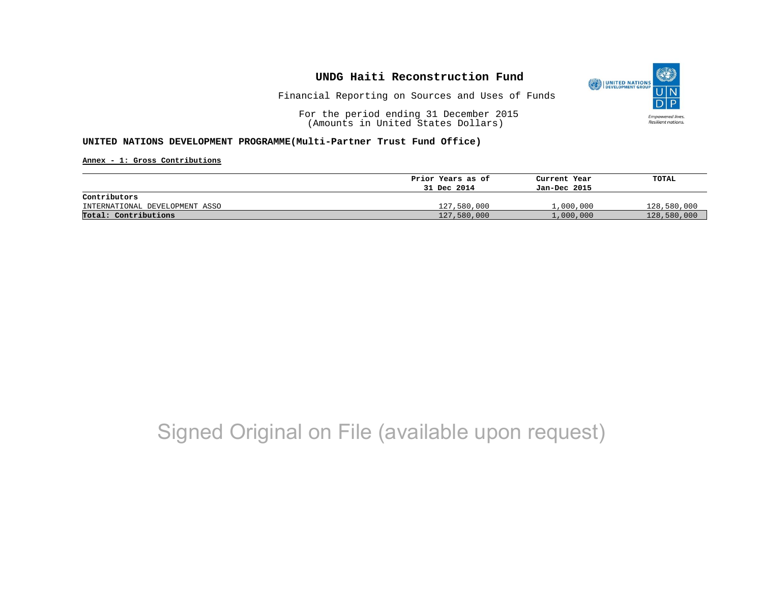# UNDG Haiti Reconstruction Fund

Financial Reporting on Sources and Uses of Funds

For the period ending 31 December 2015
(Amounts in United States Dollars)

**UNITED NATIONS DEVELOPMENT PROGRAMME(Multi-Partner Trust Fund Office)**

**Annex - 1: Gross Contributions**

| | Prior Years as of 31 Dec 2014 | Current Year Jan-Dec 2015 | TOTAL |
|---|---|---|---|
| **Contributors** | | | |
| INTERNATIONAL DEVELOPMENT ASSO | 127,580,000 | 1,000,000 | 128,580,000 |
| **Total: Contributions** | 127,580,000 | 1,000,000 | 128,580,000 |

Signed Original on File (available upon request)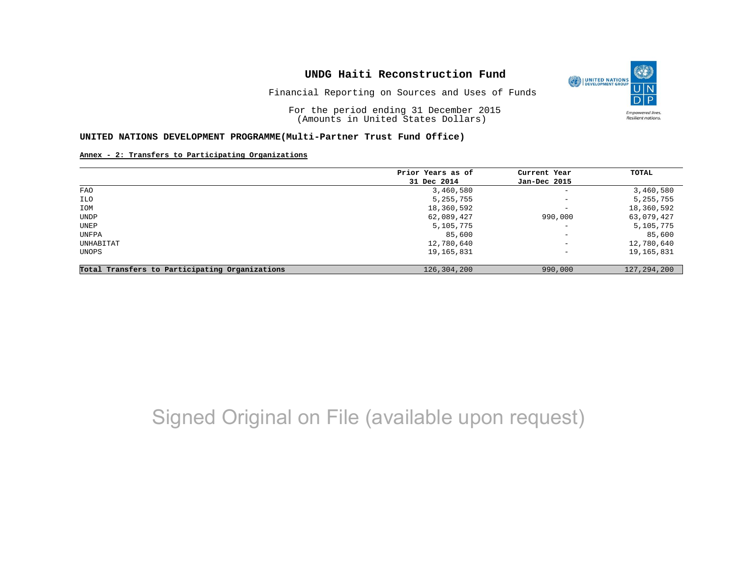# UNDG Haiti Reconstruction Fund

Financial Reporting on Sources and Uses of Funds

For the period ending 31 December 2015
(Amounts in United States Dollars)

**UNITED NATIONS DEVELOPMENT PROGRAMME(Multi-Partner Trust Fund Office)**

**Annex - 2: Transfers to Participating Organizations**

| | Prior Years as of 31 Dec 2014 | Current Year Jan-Dec 2015 | TOTAL |
|---|---|---|---|
| FAO | 3,460,580 | - | 3,460,580 |
| ILO | 5,255,755 | - | 5,255,755 |
| IOM | 18,360,592 | - | 18,360,592 |
| UNDP | 62,089,427 | 990,000 | 63,079,427 |
| UNEP | 5,105,775 | - | 5,105,775 |
| UNFPA | 85,600 | - | 85,600 |
| UNHABITAT | 12,780,640 | - | 12,780,640 |
| UNOPS | 19,165,831 | - | 19,165,831 |
| **Total Transfers to Participating Organizations** | 126,304,200 | 990,000 | 127,294,200 |

Signed Original on File (available upon request)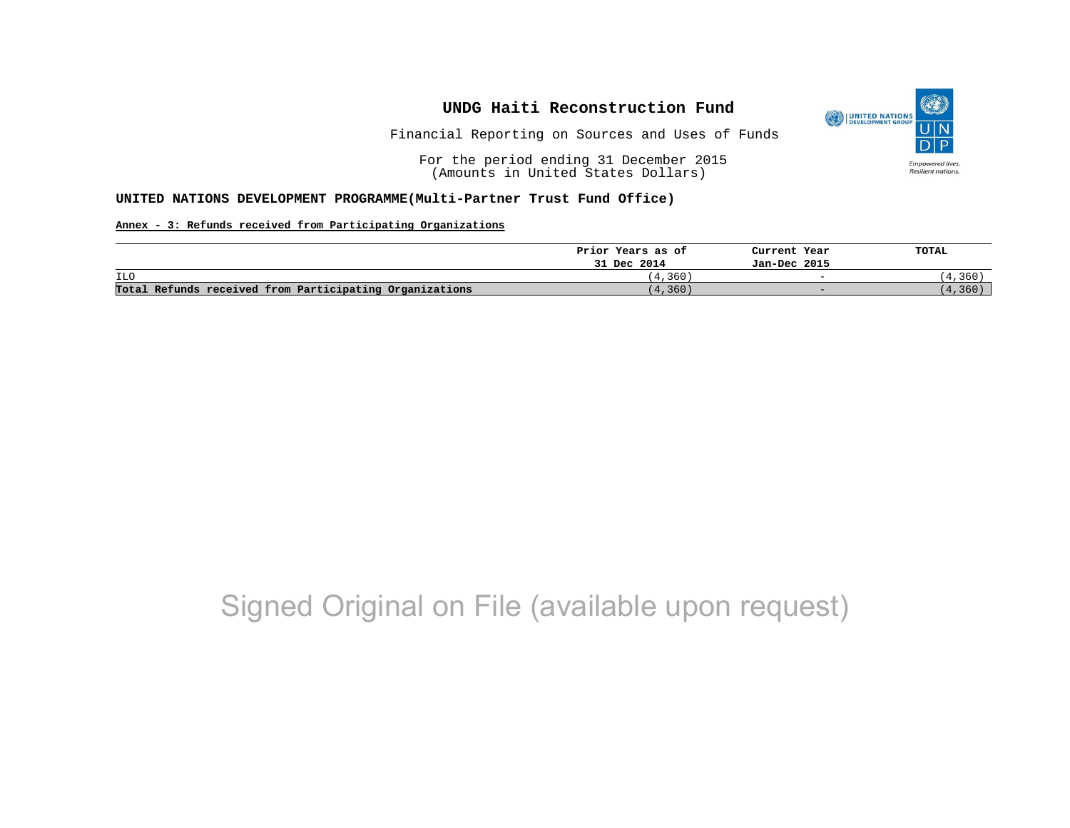# UNDG Haiti Reconstruction Fund

Financial Reporting on Sources and Uses of Funds

For the period ending 31 December 2015
(Amounts in United States Dollars)

**UNITED NATIONS DEVELOPMENT PROGRAMME(Multi-Partner Trust Fund Office)**

**Annex - 3: Refunds received from Participating Organizations**

| | Prior Years as of 31 Dec 2014 | Current Year Jan-Dec 2015 | TOTAL |
|---|---|---|---|
| ILO | (4,360) | - | (4,360) |
| **Total Refunds received from Participating Organizations** | (4,360) | - | (4,360) |

Signed Original on File (available upon request)